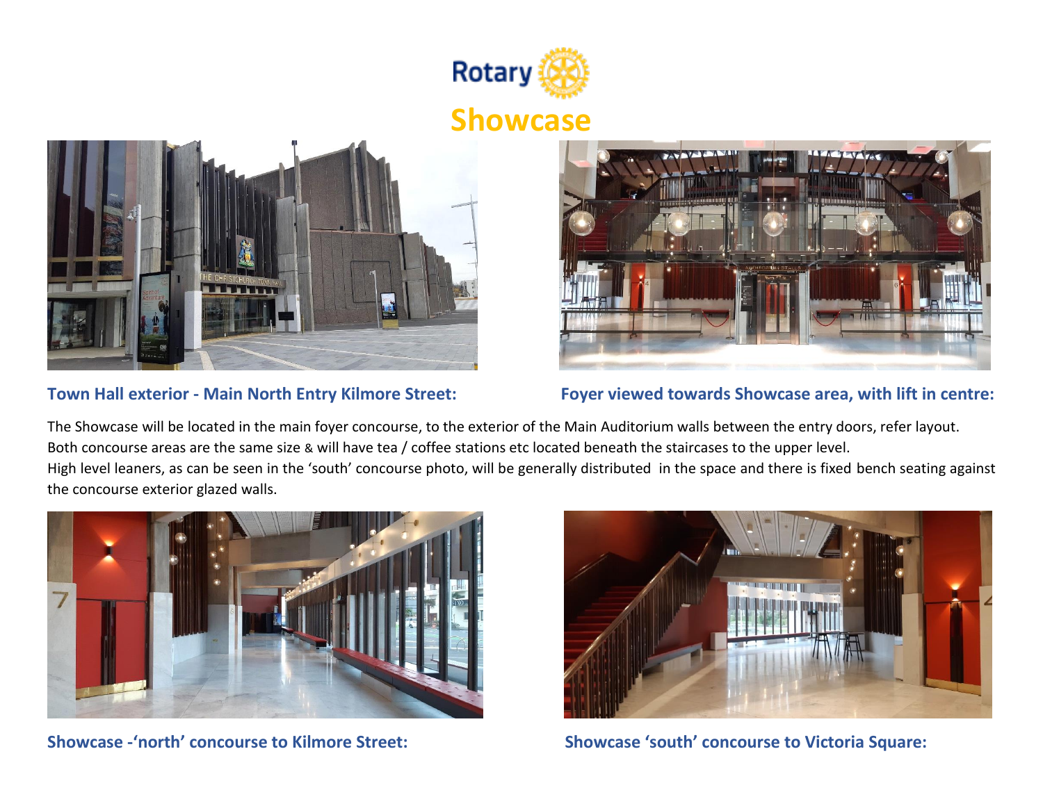Rotary

# Showcase

**Town Hall exterior - Main North Entry Kilmore Street:**

**Foyer viewed towards Showcase area, with lift in centre:**

The Showcase will be located in the main foyer concourse, to the exterior of the Main Auditorium walls between the entry doors, refer layout.
Both concourse areas are the same size & will have tea / coffee stations etc located beneath the staircases to the upper level.
High level leaners, as can be seen in the 'south' concourse photo, will be generally distributed in the space and there is fixed bench seating against the concourse exterior glazed walls.

**Showcase -'north' concourse to Kilmore Street:**

**Showcase 'south' concourse to Victoria Square:**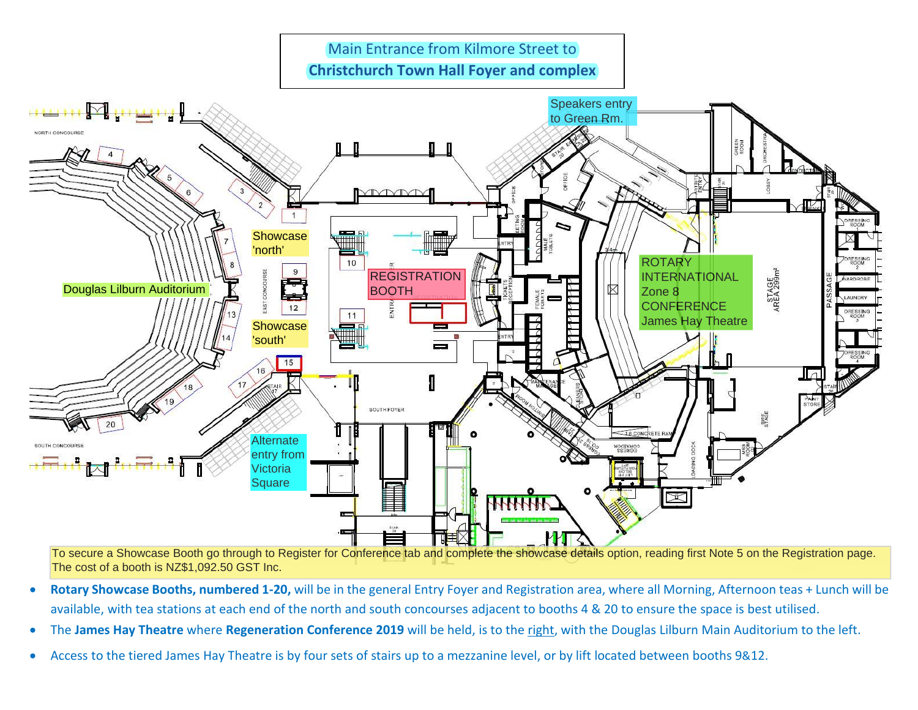Main Entrance from Kilmore Street to
**Christchurch Town Hall Foyer and complex**

Speakers entry to Green Rm.

Showcase 'north'

Douglas Lilburn Auditorium

REGISTRATION BOOTH

ROTARY INTERNATIONAL Zone 8 CONFERENCE James Hay Theatre

Showcase 'south'

Alternate entry from Victoria Square

To secure a Showcase Booth go through to Register for Conference tab and complete the showcase details option, reading first Note 5 on the Registration page. The cost of a booth is NZ$1,092.50 GST Inc.

- **Rotary Showcase Booths, numbered 1-20,** will be in the general Entry Foyer and Registration area, where all Morning, Afternoon teas + Lunch will be available, with tea stations at each end of the north and south concourses adjacent to booths 4 & 20 to ensure the space is best utilised.
- The **James Hay Theatre** where **Regeneration Conference 2019** will be held, is to the right, with the Douglas Lilburn Main Auditorium to the left.
- Access to the tiered James Hay Theatre is by four sets of stairs up to a mezzanine level, or by lift located between booths 9&12.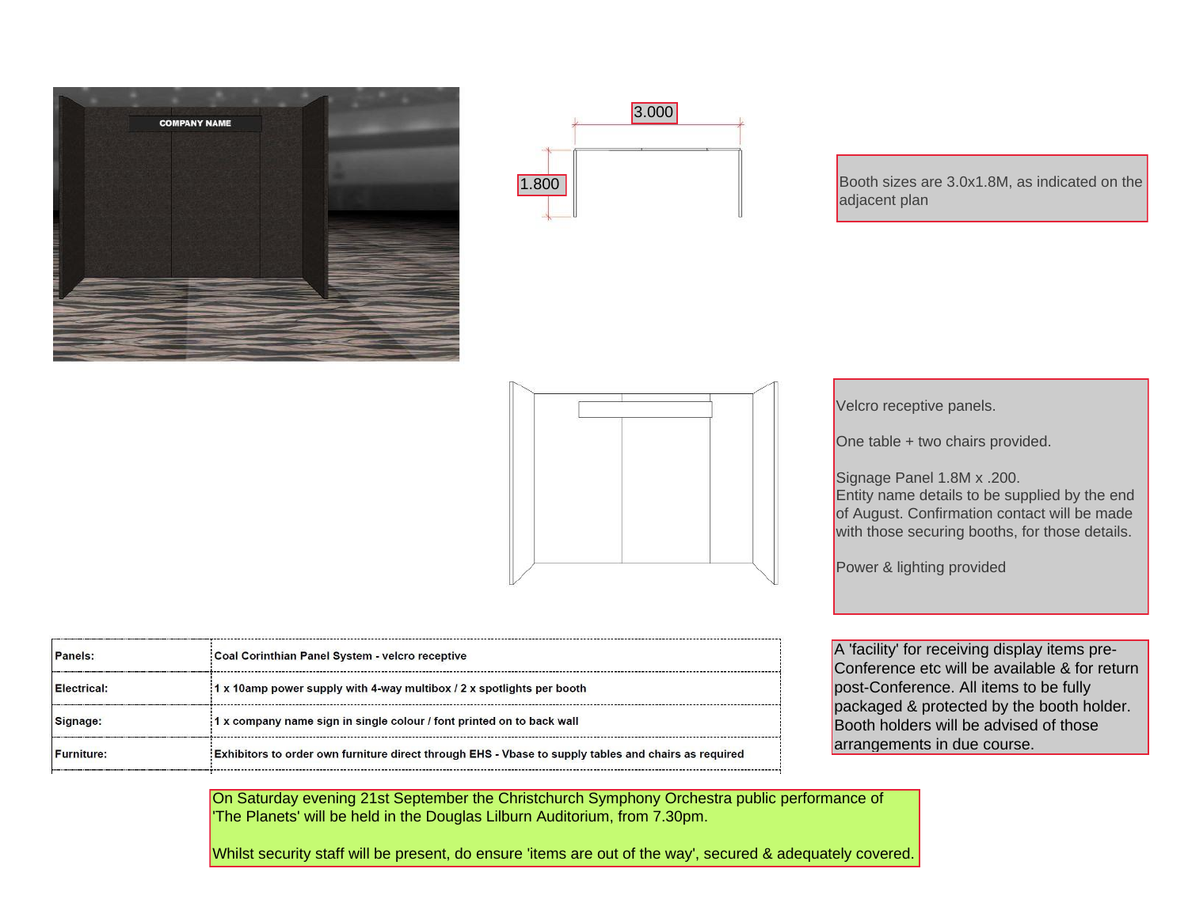COMPANY NAME

3.000

1.800

Booth sizes are 3.0x1.8M, as indicated on the adjacent plan

Velcro receptive panels.

One table + two chairs provided.

Signage Panel 1.8M x .200.
Entity name details to be supplied by the end of August. Confirmation contact will be made with those securing booths, for those details.

Power & lighting provided

| | |
|---|---|
| **Panels:** | **Coal Corinthian Panel System - velcro receptive** |
| **Electrical:** | **1 x 10amp power supply with 4-way multibox / 2 x spotlights per booth** |
| **Signage:** | **1 x company name sign in single colour / font printed on to back wall** |
| **Furniture:** | **Exhibitors to order own furniture direct through EHS - Vbase to supply tables and chairs as required** |

A 'facility' for receiving display items pre-Conference etc will be available & for return post-Conference. All items to be fully packaged & protected by the booth holder. Booth holders will be advised of those arrangements in due course.

On Saturday evening 21st September the Christchurch Symphony Orchestra public performance of 'The Planets' will be held in the Douglas Lilburn Auditorium, from 7.30pm.

Whilst security staff will be present, do ensure 'items are out of the way', secured & adequately covered.